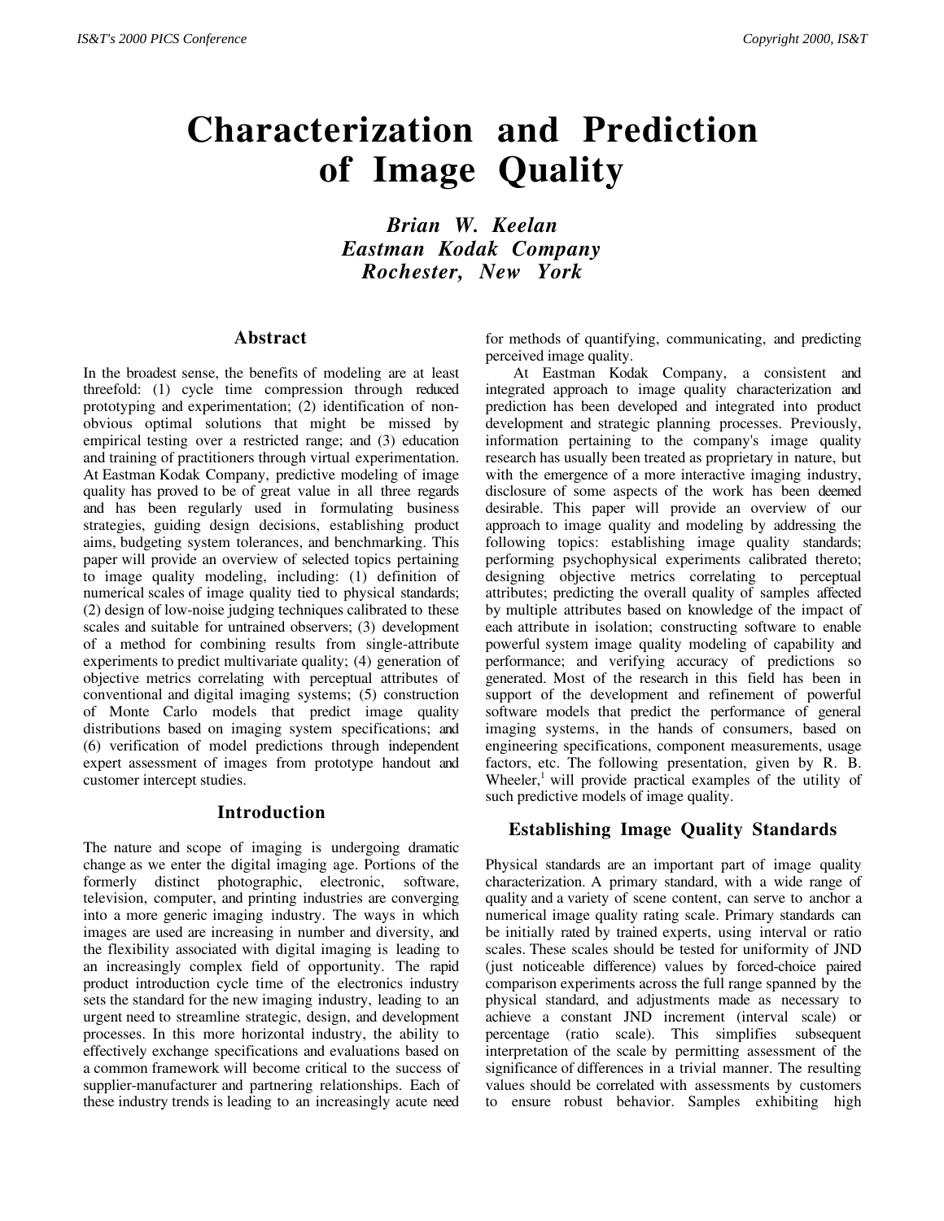# Characterization and Prediction of Image Quality

***Brian W. Keelan***
***Eastman Kodak Company***
***Rochester, New York***

## Abstract

In the broadest sense, the benefits of modeling are at least threefold: (1) cycle time compression through reduced prototyping and experimentation; (2) identification of non-obvious optimal solutions that might be missed by empirical testing over a restricted range; and (3) education and training of practitioners through virtual experimentation. At Eastman Kodak Company, predictive modeling of image quality has proved to be of great value in all three regards and has been regularly used in formulating business strategies, guiding design decisions, establishing product aims, budgeting system tolerances, and benchmarking. This paper will provide an overview of selected topics pertaining to image quality modeling, including: (1) definition of numerical scales of image quality tied to physical standards; (2) design of low-noise judging techniques calibrated to these scales and suitable for untrained observers; (3) development of a method for combining results from single-attribute experiments to predict multivariate quality; (4) generation of objective metrics correlating with perceptual attributes of conventional and digital imaging systems; (5) construction of Monte Carlo models that predict image quality distributions based on imaging system specifications; and (6) verification of model predictions through independent expert assessment of images from prototype handout and customer intercept studies.

## Introduction

The nature and scope of imaging is undergoing dramatic change as we enter the digital imaging age. Portions of the formerly distinct photographic, electronic, software, television, computer, and printing industries are converging into a more generic imaging industry. The ways in which images are used are increasing in number and diversity, and the flexibility associated with digital imaging is leading to an increasingly complex field of opportunity. The rapid product introduction cycle time of the electronics industry sets the standard for the new imaging industry, leading to an urgent need to streamline strategic, design, and development processes. In this more horizontal industry, the ability to effectively exchange specifications and evaluations based on a common framework will become critical to the success of supplier-manufacturer and partnering relationships. Each of these industry trends is leading to an increasingly acute need for methods of quantifying, communicating, and predicting perceived image quality.

At Eastman Kodak Company, a consistent and integrated approach to image quality characterization and prediction has been developed and integrated into product development and strategic planning processes. Previously, information pertaining to the company's image quality research has usually been treated as proprietary in nature, but with the emergence of a more interactive imaging industry, disclosure of some aspects of the work has been deemed desirable. This paper will provide an overview of our approach to image quality and modeling by addressing the following topics: establishing image quality standards; performing psychophysical experiments calibrated thereto; designing objective metrics correlating to perceptual attributes; predicting the overall quality of samples affected by multiple attributes based on knowledge of the impact of each attribute in isolation; constructing software to enable powerful system image quality modeling of capability and performance; and verifying accuracy of predictions so generated. Most of the research in this field has been in support of the development and refinement of powerful software models that predict the performance of general imaging systems, in the hands of consumers, based on engineering specifications, component measurements, usage factors, etc. The following presentation, given by R. B. Wheeler,[1] will provide practical examples of the utility of such predictive models of image quality.

## Establishing Image Quality Standards

Physical standards are an important part of image quality characterization. A primary standard, with a wide range of quality and a variety of scene content, can serve to anchor a numerical image quality rating scale. Primary standards can be initially rated by trained experts, using interval or ratio scales. These scales should be tested for uniformity of JND (just noticeable difference) values by forced-choice paired comparison experiments across the full range spanned by the physical standard, and adjustments made as necessary to achieve a constant JND increment (interval scale) or percentage (ratio scale). This simplifies subsequent interpretation of the scale by permitting assessment of the significance of differences in a trivial manner. The resulting values should be correlated with assessments by customers to ensure robust behavior. Samples exhibiting high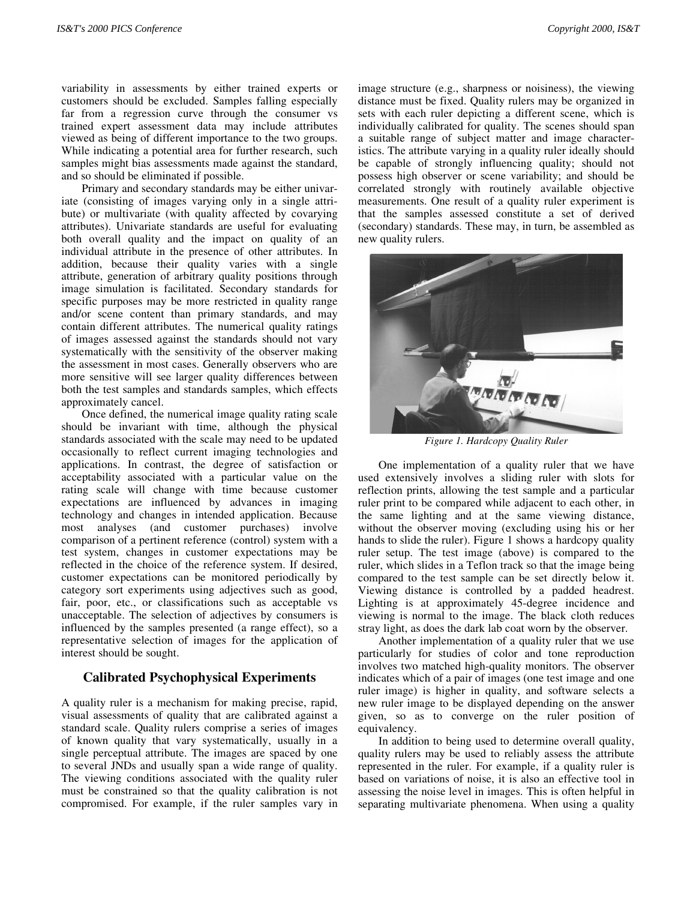variability in assessments by either trained experts or customers should be excluded. Samples falling especially far from a regression curve through the consumer vs trained expert assessment data may include attributes viewed as being of different importance to the two groups. While indicating a potential area for further research, such samples might bias assessments made against the standard, and so should be eliminated if possible.

Primary and secondary standards may be either univariate (consisting of images varying only in a single attribute) or multivariate (with quality affected by covarying attributes). Univariate standards are useful for evaluating both overall quality and the impact on quality of an individual attribute in the presence of other attributes. In addition, because their quality varies with a single attribute, generation of arbitrary quality positions through image simulation is facilitated. Secondary standards for specific purposes may be more restricted in quality range and/or scene content than primary standards, and may contain different attributes. The numerical quality ratings of images assessed against the standards should not vary systematically with the sensitivity of the observer making the assessment in most cases. Generally observers who are more sensitive will see larger quality differences between both the test samples and standards samples, which effects approximately cancel.

Once defined, the numerical image quality rating scale should be invariant with time, although the physical standards associated with the scale may need to be updated occasionally to reflect current imaging technologies and applications. In contrast, the degree of satisfaction or acceptability associated with a particular value on the rating scale will change with time because customer expectations are influenced by advances in imaging technology and changes in intended application. Because most analyses (and customer purchases) involve comparison of a pertinent reference (control) system with a test system, changes in customer expectations may be reflected in the choice of the reference system. If desired, customer expectations can be monitored periodically by category sort experiments using adjectives such as good, fair, poor, etc., or classifications such as acceptable vs unacceptable. The selection of adjectives by consumers is influenced by the samples presented (a range effect), so a representative selection of images for the application of interest should be sought.

## Calibrated Psychophysical Experiments

A quality ruler is a mechanism for making precise, rapid, visual assessments of quality that are calibrated against a standard scale. Quality rulers comprise a series of images of known quality that vary systematically, usually in a single perceptual attribute. The images are spaced by one to several JNDs and usually span a wide range of quality. The viewing conditions associated with the quality ruler must be constrained so that the quality calibration is not compromised. For example, if the ruler samples vary in image structure (e.g., sharpness or noisiness), the viewing distance must be fixed. Quality rulers may be organized in sets with each ruler depicting a different scene, which is individually calibrated for quality. The scenes should span a suitable range of subject matter and image characteristics. The attribute varying in a quality ruler ideally should be capable of strongly influencing quality; should not possess high observer or scene variability; and should be correlated strongly with routinely available objective measurements. One result of a quality ruler experiment is that the samples assessed constitute a set of derived (secondary) standards. These may, in turn, be assembled as new quality rulers.

*Figure 1. Hardcopy Quality Ruler*

One implementation of a quality ruler that we have used extensively involves a sliding ruler with slots for reflection prints, allowing the test sample and a particular ruler print to be compared while adjacent to each other, in the same lighting and at the same viewing distance, without the observer moving (excluding using his or her hands to slide the ruler). Figure 1 shows a hardcopy quality ruler setup. The test image (above) is compared to the ruler, which slides in a Teflon track so that the image being compared to the test sample can be set directly below it. Viewing distance is controlled by a padded headrest. Lighting is at approximately 45-degree incidence and viewing is normal to the image. The black cloth reduces stray light, as does the dark lab coat worn by the observer.

Another implementation of a quality ruler that we use particularly for studies of color and tone reproduction involves two matched high-quality monitors. The observer indicates which of a pair of images (one test image and one ruler image) is higher in quality, and software selects a new ruler image to be displayed depending on the answer given, so as to converge on the ruler position of equivalency.

In addition to being used to determine overall quality, quality rulers may be used to reliably assess the attribute represented in the ruler. For example, if a quality ruler is based on variations of noise, it is also an effective tool in assessing the noise level in images. This is often helpful in separating multivariate phenomena. When using a quality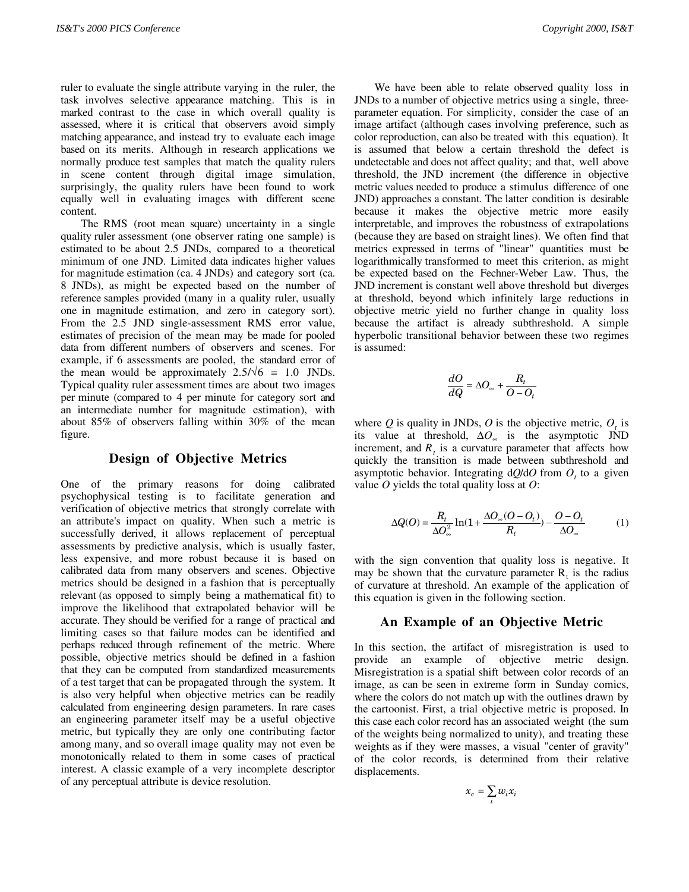ruler to evaluate the single attribute varying in the ruler, the task involves selective appearance matching. This is in marked contrast to the case in which overall quality is assessed, where it is critical that observers avoid simply matching appearance, and instead try to evaluate each image based on its merits. Although in research applications we normally produce test samples that match the quality rulers in scene content through digital image simulation, surprisingly, the quality rulers have been found to work equally well in evaluating images with different scene content.

The RMS (root mean square) uncertainty in a single quality ruler assessment (one observer rating one sample) is estimated to be about 2.5 JNDs, compared to a theoretical minimum of one JND. Limited data indicates higher values for magnitude estimation (ca. 4 JNDs) and category sort (ca. 8 JNDs), as might be expected based on the number of reference samples provided (many in a quality ruler, usually one in magnitude estimation, and zero in category sort). From the 2.5 JND single-assessment RMS error value, estimates of precision of the mean may be made for pooled data from different numbers of observers and scenes. For example, if 6 assessments are pooled, the standard error of the mean would be approximately $2.5/\sqrt{6} = 1.0$ JNDs. Typical quality ruler assessment times are about two images per minute (compared to 4 per minute for category sort and an intermediate number for magnitude estimation), with about 85% of observers falling within 30% of the mean figure.

## Design of Objective Metrics

One of the primary reasons for doing calibrated psychophysical testing is to facilitate generation and verification of objective metrics that strongly correlate with an attribute's impact on quality. When such a metric is successfully derived, it allows replacement of perceptual assessments by predictive analysis, which is usually faster, less expensive, and more robust because it is based on calibrated data from many observers and scenes. Objective metrics should be designed in a fashion that is perceptually relevant (as opposed to simply being a mathematical fit) to improve the likelihood that extrapolated behavior will be accurate. They should be verified for a range of practical and limiting cases so that failure modes can be identified and perhaps reduced through refinement of the metric. Where possible, objective metrics should be defined in a fashion that they can be computed from standardized measurements of a test target that can be propagated through the system. It is also very helpful when objective metrics can be readily calculated from engineering design parameters. In rare cases an engineering parameter itself may be a useful objective metric, but typically they are only one contributing factor among many, and so overall image quality may not even be monotonically related to them in some cases of practical interest. A classic example of a very incomplete descriptor of any perceptual attribute is device resolution.

We have been able to relate observed quality loss in JNDs to a number of objective metrics using a single, three-parameter equation. For simplicity, consider the case of an image artifact (although cases involving preference, such as color reproduction, can also be treated with this equation). It is assumed that below a certain threshold the defect is undetectable and does not affect quality; and that, well above threshold, the JND increment (the difference in objective metric values needed to produce a stimulus difference of one JND) approaches a constant. The latter condition is desirable because it makes the objective metric more easily interpretable, and improves the robustness of extrapolations (because they are based on straight lines). We often find that metrics expressed in terms of "linear" quantities must be logarithmically transformed to meet this criterion, as might be expected based on the Fechner-Weber Law. Thus, the JND increment is constant well above threshold but diverges at threshold, beyond which infinitely large reductions in objective metric yield no further change in quality loss because the artifact is already subthreshold. A simple hyperbolic transitional behavior between these two regimes is assumed:

$$\frac{dO}{dQ} = \Delta O_\infty + \frac{R_t}{O - O_t}$$

where $Q$ is quality in JNDs, $O$ is the objective metric, $O_t$ is its value at threshold, $\Delta O_\infty$ is the asymptotic JND increment, and $R_t$ is a curvature parameter that affects how quickly the transition is made between subthreshold and asymptotic behavior. Integrating d$Q$/d$O$ from $O_t$ to a given value $O$ yields the total quality loss at $O$:

$$\Delta Q(O) = \frac{R_t}{\Delta O_\infty^2}\ln\left(1 + \frac{\Delta O_\infty (O - O_t)}{R_t}\right) - \frac{O - O_t}{\Delta O_\infty} \qquad (1)$$

with the sign convention that quality loss is negative. It may be shown that the curvature parameter $R_t$ is the radius of curvature at threshold. An example of the application of this equation is given in the following section.

## An Example of an Objective Metric

In this section, the artifact of misregistration is used to provide an example of objective metric design. Misregistration is a spatial shift between color records of an image, as can be seen in extreme form in Sunday comics, where the colors do not match up with the outlines drawn by the cartoonist. First, a trial objective metric is proposed. In this case each color record has an associated weight (the sum of the weights being normalized to unity), and treating these weights as if they were masses, a visual "center of gravity" of the color records, is determined from their relative displacements.

$$x_c = \sum_i w_i x_i$$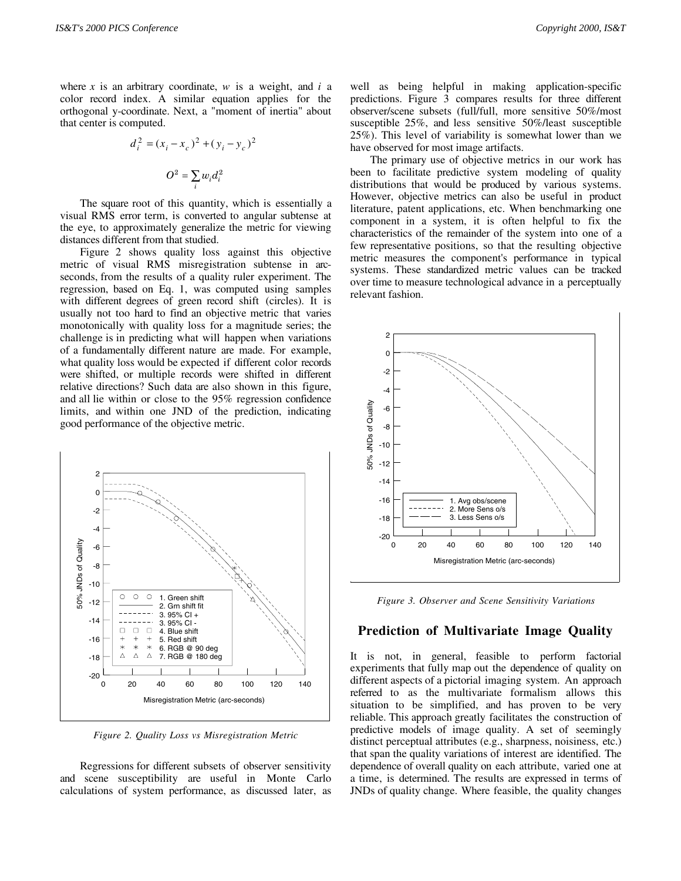where $x$ is an arbitrary coordinate, $w$ is a weight, and $i$ a color record index. A similar equation applies for the orthogonal y-coordinate. Next, a "moment of inertia" about that center is computed.

$$d_i^2 = (x_i - x_c)^2 + (y_i - y_c)^2$$

$$O^2 = \sum_i w_i d_i^2$$

The square root of this quantity, which is essentially a visual RMS error term, is converted to angular subtense at the eye, to approximately generalize the metric for viewing distances different from that studied.

Figure 2 shows quality loss against this objective metric of visual RMS misregistration subtense in arc-seconds, from the results of a quality ruler experiment. The regression, based on Eq. 1, was computed using samples with different degrees of green record shift (circles). It is usually not too hard to find an objective metric that varies monotonically with quality loss for a magnitude series; the challenge is in predicting what will happen when variations of a fundamentally different nature are made. For example, what quality loss would be expected if different color records were shifted, or multiple records were shifted in different relative directions? Such data are also shown in this figure, and all lie within or close to the 95% regression confidence limits, and within one JND of the prediction, indicating good performance of the objective metric.

*Figure 2. Quality Loss vs Misregistration Metric*

Regressions for different subsets of observer sensitivity and scene susceptibility are useful in Monte Carlo calculations of system performance, as discussed later, as well as being helpful in making application-specific predictions. Figure 3 compares results for three different observer/scene subsets (full/full, more sensitive 50%/most susceptible 25%, and less sensitive 50%/least susceptible 25%). This level of variability is somewhat lower than we have observed for most image artifacts.

The primary use of objective metrics in our work has been to facilitate predictive system modeling of quality distributions that would be produced by various systems. However, objective metrics can also be useful in product literature, patent applications, etc. When benchmarking one component in a system, it is often helpful to fix the characteristics of the remainder of the system into one of a few representative positions, so that the resulting objective metric measures the component's performance in typical systems. These standardized metric values can be tracked over time to measure technological advance in a perceptually relevant fashion.

*Figure 3. Observer and Scene Sensitivity Variations*

## Prediction of Multivariate Image Quality

It is not, in general, feasible to perform factorial experiments that fully map out the dependence of quality on different aspects of a pictorial imaging system. An approach referred to as the multivariate formalism allows this situation to be simplified, and has proven to be very reliable. This approach greatly facilitates the construction of predictive models of image quality. A set of seemingly distinct perceptual attributes (e.g., sharpness, noisiness, etc.) that span the quality variations of interest are identified. The dependence of overall quality on each attribute, varied one at a time, is determined. The results are expressed in terms of JNDs of quality change. Where feasible, the quality changes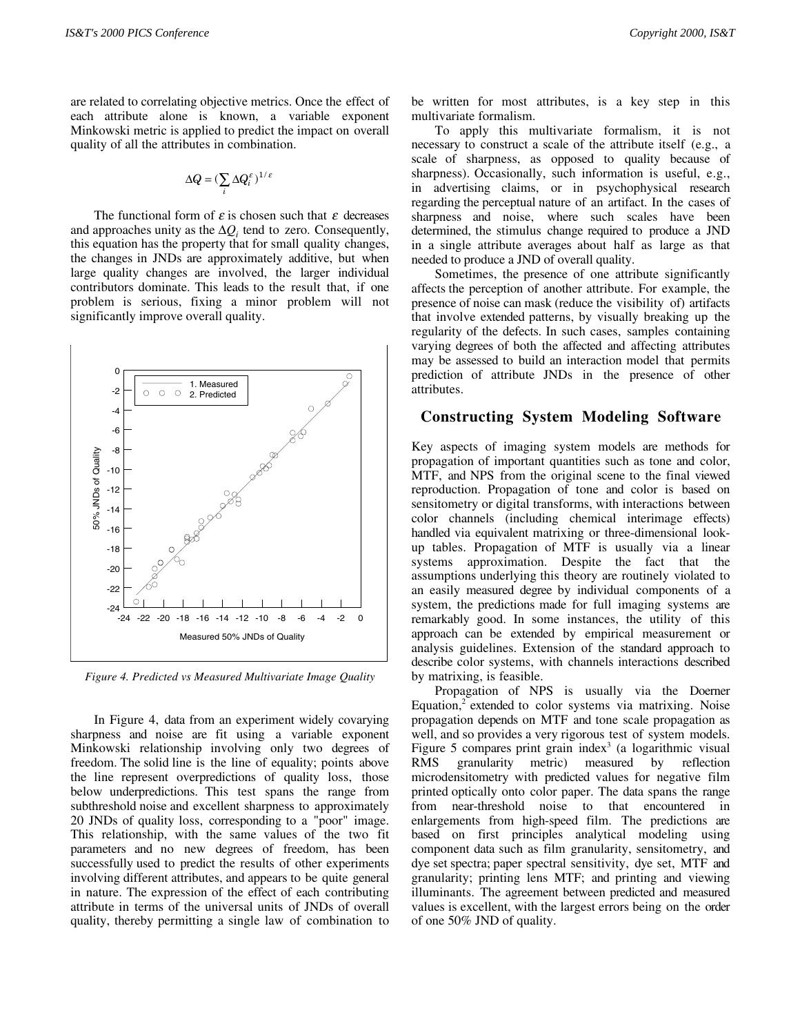are related to correlating objective metrics. Once the effect of each attribute alone is known, a variable exponent Minkowski metric is applied to predict the impact on overall quality of all the attributes in combination.

$$\Delta Q = (\sum_i \Delta Q_i^{\varepsilon})^{1/\varepsilon}$$

The functional form of $\varepsilon$ is chosen such that $\varepsilon$ decreases and approaches unity as the $\Delta Q_i$ tend to zero. Consequently, this equation has the property that for small quality changes, the changes in JNDs are approximately additive, but when large quality changes are involved, the larger individual contributors dominate. This leads to the result that, if one problem is serious, fixing a minor problem will not significantly improve overall quality.

*Figure 4. Predicted vs Measured Multivariate Image Quality*

In Figure 4, data from an experiment widely covarying sharpness and noise are fit using a variable exponent Minkowski relationship involving only two degrees of freedom. The solid line is the line of equality; points above the line represent overpredictions of quality loss, those below underpredictions. This test spans the range from subthreshold noise and excellent sharpness to approximately 20 JNDs of quality loss, corresponding to a "poor" image. This relationship, with the same values of the two fit parameters and no new degrees of freedom, has been successfully used to predict the results of other experiments involving different attributes, and appears to be quite general in nature. The expression of the effect of each contributing attribute in terms of the universal units of JNDs of overall quality, thereby permitting a single law of combination to be written for most attributes, is a key step in this multivariate formalism.

To apply this multivariate formalism, it is not necessary to construct a scale of the attribute itself (e.g., a scale of sharpness, as opposed to quality because of sharpness). Occasionally, such information is useful, e.g., in advertising claims, or in psychophysical research regarding the perceptual nature of an artifact. In the cases of sharpness and noise, where such scales have been determined, the stimulus change required to produce a JND in a single attribute averages about half as large as that needed to produce a JND of overall quality.

Sometimes, the presence of one attribute significantly affects the perception of another attribute. For example, the presence of noise can mask (reduce the visibility of) artifacts that involve extended patterns, by visually breaking up the regularity of the defects. In such cases, samples containing varying degrees of both the affected and affecting attributes may be assessed to build an interaction model that permits prediction of attribute JNDs in the presence of other attributes.

## Constructing System Modeling Software

Key aspects of imaging system models are methods for propagation of important quantities such as tone and color, MTF, and NPS from the original scene to the final viewed reproduction. Propagation of tone and color is based on sensitometry or digital transforms, with interactions between color channels (including chemical interimage effects) handled via equivalent matrixing or three-dimensional look-up tables. Propagation of MTF is usually via a linear systems approximation. Despite the fact that the assumptions underlying this theory are routinely violated to an easily measured degree by individual components of a system, the predictions made for full imaging systems are remarkably good. In some instances, the utility of this approach can be extended by empirical measurement or analysis guidelines. Extension of the standard approach to describe color systems, with channels interactions described by matrixing, is feasible.

Propagation of NPS is usually via the Doerner Equation,[2] extended to color systems via matrixing. Noise propagation depends on MTF and tone scale propagation as well, and so provides a very rigorous test of system models. Figure 5 compares print grain index[3] (a logarithmic visual RMS granularity metric) measured by reflection microdensitometry with predicted values for negative film printed optically onto color paper. The data spans the range from near-threshold noise to that encountered in enlargements from high-speed film. The predictions are based on first principles analytical modeling using component data such as film granularity, sensitometry, and dye set spectra; paper spectral sensitivity, dye set, MTF and granularity; printing lens MTF; and printing and viewing illuminants. The agreement between predicted and measured values is excellent, with the largest errors being on the order of one 50% JND of quality.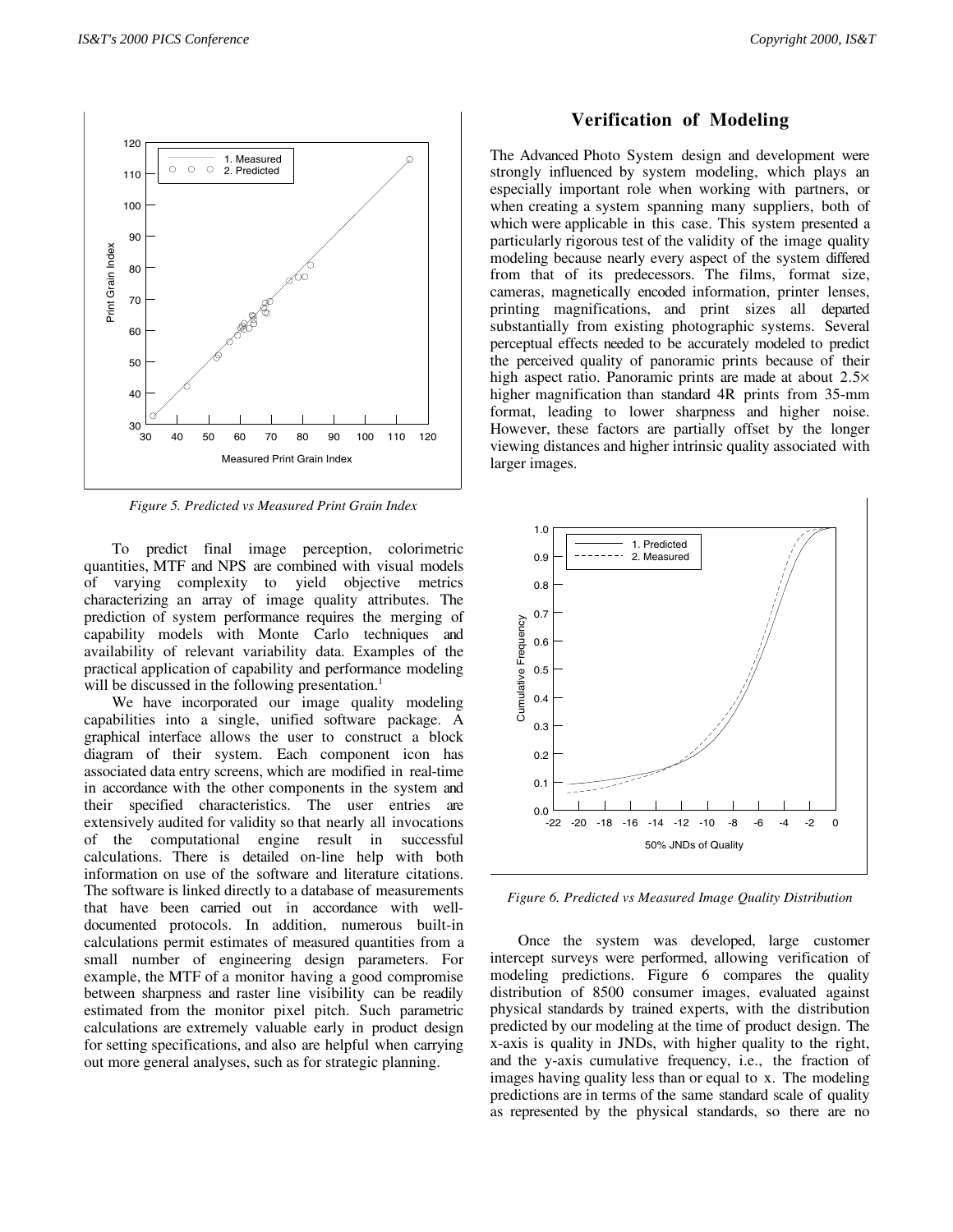Figure 5. Predicted vs Measured Print Grain Index

To predict final image perception, colorimetric quantities, MTF and NPS are combined with visual models of varying complexity to yield objective metrics characterizing an array of image quality attributes. The prediction of system performance requires the merging of capability models with Monte Carlo techniques and availability of relevant variability data. Examples of the practical application of capability and performance modeling will be discussed in the following presentation.[1]

We have incorporated our image quality modeling capabilities into a single, unified software package. A graphical interface allows the user to construct a block diagram of their system. Each component icon has associated data entry screens, which are modified in real-time in accordance with the other components in the system and their specified characteristics. The user entries are extensively audited for validity so that nearly all invocations of the computational engine result in successful calculations. There is detailed on-line help with both information on use of the software and literature citations. The software is linked directly to a database of measurements that have been carried out in accordance with well-documented protocols. In addition, numerous built-in calculations permit estimates of measured quantities from a small number of engineering design parameters. For example, the MTF of a monitor having a good compromise between sharpness and raster line visibility can be readily estimated from the monitor pixel pitch. Such parametric calculations are extremely valuable early in product design for setting specifications, and also are helpful when carrying out more general analyses, such as for strategic planning.

## Verification of Modeling

The Advanced Photo System design and development were strongly influenced by system modeling, which plays an especially important role when working with partners, or when creating a system spanning many suppliers, both of which were applicable in this case. This system presented a particularly rigorous test of the validity of the image quality modeling because nearly every aspect of the system differed from that of its predecessors. The films, format size, cameras, magnetically encoded information, printer lenses, printing magnifications, and print sizes all departed substantially from existing photographic systems. Several perceptual effects needed to be accurately modeled to predict the perceived quality of panoramic prints because of their high aspect ratio. Panoramic prints are made at about 2.5× higher magnification than standard 4R prints from 35-mm format, leading to lower sharpness and higher noise. However, these factors are partially offset by the longer viewing distances and higher intrinsic quality associated with larger images.

Figure 6. Predicted vs Measured Image Quality Distribution

Once the system was developed, large customer intercept surveys were performed, allowing verification of modeling predictions. Figure 6 compares the quality distribution of 8500 consumer images, evaluated against physical standards by trained experts, with the distribution predicted by our modeling at the time of product design. The x-axis is quality in JNDs, with higher quality to the right, and the y-axis cumulative frequency, i.e., the fraction of images having quality less than or equal to x. The modeling predictions are in terms of the same standard scale of quality as represented by the physical standards, so there are no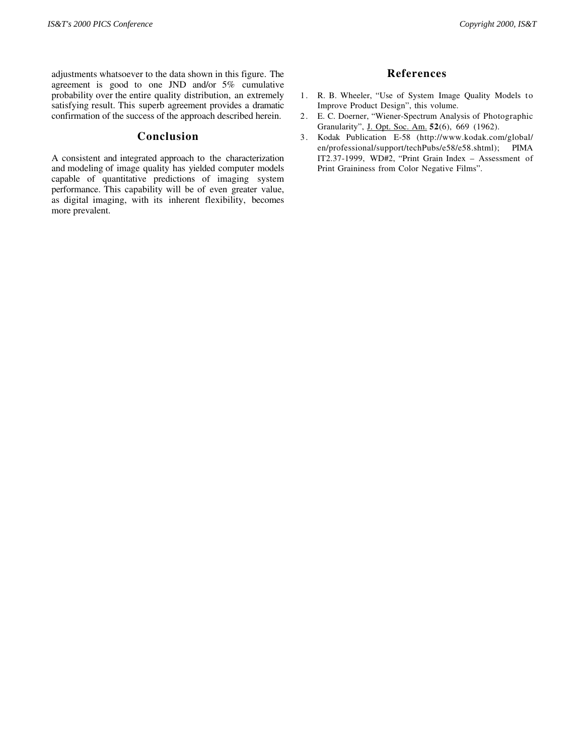adjustments whatsoever to the data shown in this figure. The agreement is good to one JND and/or 5% cumulative probability over the entire quality distribution, an extremely satisfying result. This superb agreement provides a dramatic confirmation of the success of the approach described herein.

## Conclusion

A consistent and integrated approach to the characterization and modeling of image quality has yielded computer models capable of quantitative predictions of imaging system performance. This capability will be of even greater value, as digital imaging, with its inherent flexibility, becomes more prevalent.

## References

1. R. B. Wheeler, "Use of System Image Quality Models to Improve Product Design", this volume.
2. E. C. Doerner, "Wiener-Spectrum Analysis of Photographic Granularity", J. Opt. Soc. Am. **52**(6), 669 (1962).
3. Kodak Publication E-58 (http://www.kodak.com/global/en/professional/support/techPubs/e58/e58.shtml); PIMA IT2.37-1999, WD#2, "Print Grain Index – Assessment of Print Graininess from Color Negative Films".